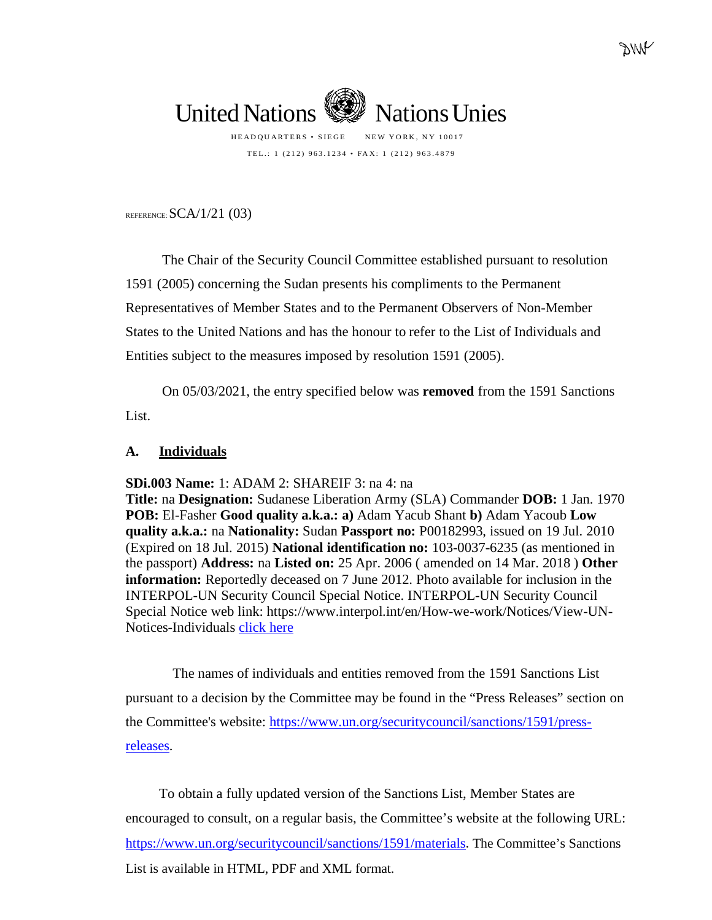United Nations Nations Unies

HEADQUARTERS • SIEGE NEW YORK, NY 10017

TEL.: 1 (212) 963.1234 • FAX: 1 (212) 963.4879

REFERENCE: SCA/1/21 (03)

The Chair of the Security Council Committee established pursuant to resolution 1591 (2005) concerning the Sudan presents his compliments to the Permanent Representatives of Member States and to the Permanent Observers of Non-Member States to the United Nations and has the honour to refer to the List of Individuals and Entities subject to the measures imposed by resolution 1591 (2005).

On 05/03/2021, the entry specified below was **removed** from the 1591 Sanctions List.

## A. Individuals

**SDi.003 Name:** 1: ADAM 2: SHAREIF 3: na 4: na
**Title:** na **Designation:** Sudanese Liberation Army (SLA) Commander **DOB:** 1 Jan. 1970 **POB:** El-Fasher **Good quality a.k.a.: a)** Adam Yacub Shant **b)** Adam Yacoub **Low quality a.k.a.:** na **Nationality:** Sudan **Passport no:** P00182993, issued on 19 Jul. 2010 (Expired on 18 Jul. 2015) **National identification no:** 103-0037-6235 (as mentioned in the passport) **Address:** na **Listed on:** 25 Apr. 2006 ( amended on 14 Mar. 2018 ) **Other information:** Reportedly deceased on 7 June 2012. Photo available for inclusion in the INTERPOL-UN Security Council Special Notice. INTERPOL-UN Security Council Special Notice web link: https://www.interpol.int/en/How-we-work/Notices/View-UN-Notices-Individuals click here

The names of individuals and entities removed from the 1591 Sanctions List pursuant to a decision by the Committee may be found in the "Press Releases" section on the Committee's website: https://www.un.org/securitycouncil/sanctions/1591/press-releases.

To obtain a fully updated version of the Sanctions List, Member States are encouraged to consult, on a regular basis, the Committee's website at the following URL: https://www.un.org/securitycouncil/sanctions/1591/materials. The Committee's Sanctions List is available in HTML, PDF and XML format.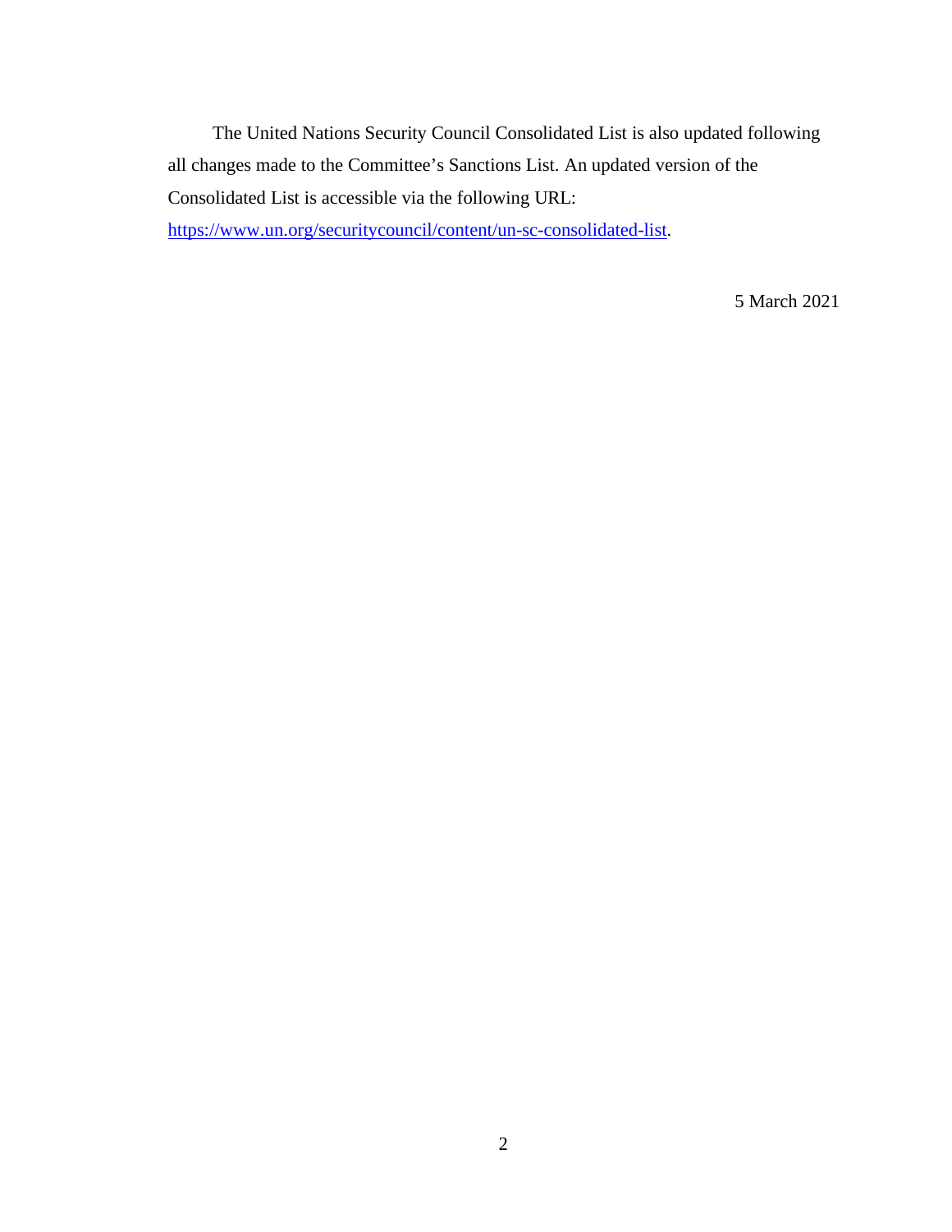The United Nations Security Council Consolidated List is also updated following all changes made to the Committee's Sanctions List. An updated version of the Consolidated List is accessible via the following URL: https://www.un.org/securitycouncil/content/un-sc-consolidated-list.

5 March 2021